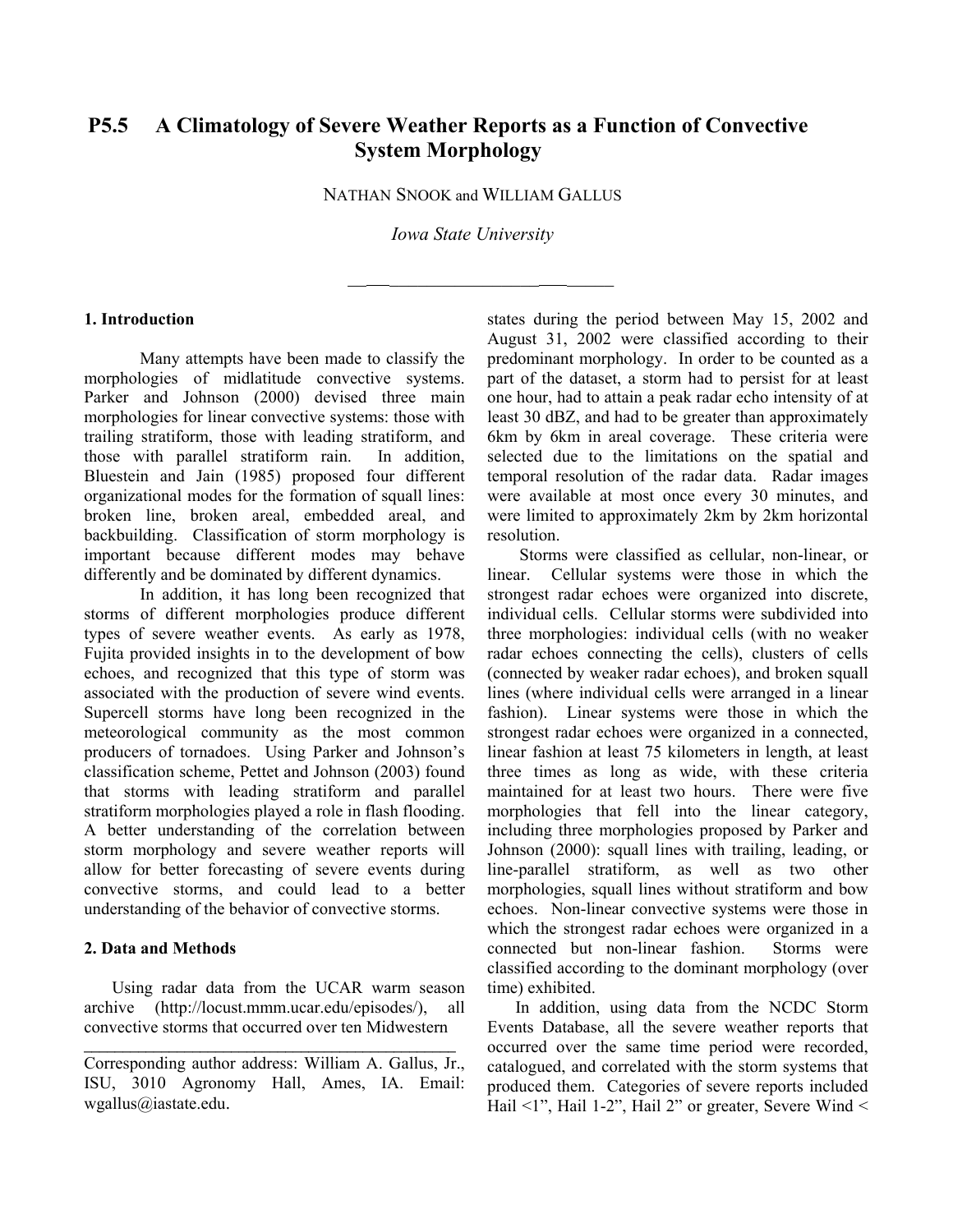# P5.5 A Climatology of Severe Weather Reports as a Function of Convective System Morphology

NATHAN SNOOK and WILLIAM GALLUS

*Iowa State University*

## 1. Introduction

Many attempts have been made to classify the morphologies of midlatitude convective systems. Parker and Johnson (2000) devised three main morphologies for linear convective systems: those with trailing stratiform, those with leading stratiform, and those with parallel stratiform rain. In addition, Bluestein and Jain (1985) proposed four different organizational modes for the formation of squall lines: broken line, broken areal, embedded areal, and backbuilding. Classification of storm morphology is important because different modes may behave differently and be dominated by different dynamics.

In addition, it has long been recognized that storms of different morphologies produce different types of severe weather events. As early as 1978, Fujita provided insights in to the development of bow echoes, and recognized that this type of storm was associated with the production of severe wind events. Supercell storms have long been recognized in the meteorological community as the most common producers of tornadoes. Using Parker and Johnson's classification scheme, Pettet and Johnson (2003) found that storms with leading stratiform and parallel stratiform morphologies played a role in flash flooding. A better understanding of the correlation between storm morphology and severe weather reports will allow for better forecasting of severe events during convective storms, and could lead to a better understanding of the behavior of convective storms.

## 2. Data and Methods

Using radar data from the UCAR warm season archive (http://locust.mmm.ucar.edu/episodes/), all convective storms that occurred over ten Midwestern states during the period between May 15, 2002 and August 31, 2002 were classified according to their predominant morphology. In order to be counted as a part of the dataset, a storm had to persist for at least one hour, had to attain a peak radar echo intensity of at least 30 dBZ, and had to be greater than approximately 6km by 6km in areal coverage. These criteria were selected due to the limitations on the spatial and temporal resolution of the radar data. Radar images were available at most once every 30 minutes, and were limited to approximately 2km by 2km horizontal resolution.

Storms were classified as cellular, non-linear, or linear. Cellular systems were those in which the strongest radar echoes were organized into discrete, individual cells. Cellular storms were subdivided into three morphologies: individual cells (with no weaker radar echoes connecting the cells), clusters of cells (connected by weaker radar echoes), and broken squall lines (where individual cells were arranged in a linear fashion). Linear systems were those in which the strongest radar echoes were organized in a connected, linear fashion at least 75 kilometers in length, at least three times as long as wide, with these criteria maintained for at least two hours. There were five morphologies that fell into the linear category, including three morphologies proposed by Parker and Johnson (2000): squall lines with trailing, leading, or line-parallel stratiform, as well as two other morphologies, squall lines without stratiform and bow echoes. Non-linear convective systems were those in which the strongest radar echoes were organized in a connected but non-linear fashion. Storms were classified according to the dominant morphology (over time) exhibited.

In addition, using data from the NCDC Storm Events Database, all the severe weather reports that occurred over the same time period were recorded, catalogued, and correlated with the storm systems that produced them. Categories of severe reports included Hail <1", Hail 1-2", Hail 2" or greater, Severe Wind <

---

Corresponding author address: William A. Gallus, Jr., ISU, 3010 Agronomy Hall, Ames, IA. Email: wgallus@iastate.edu.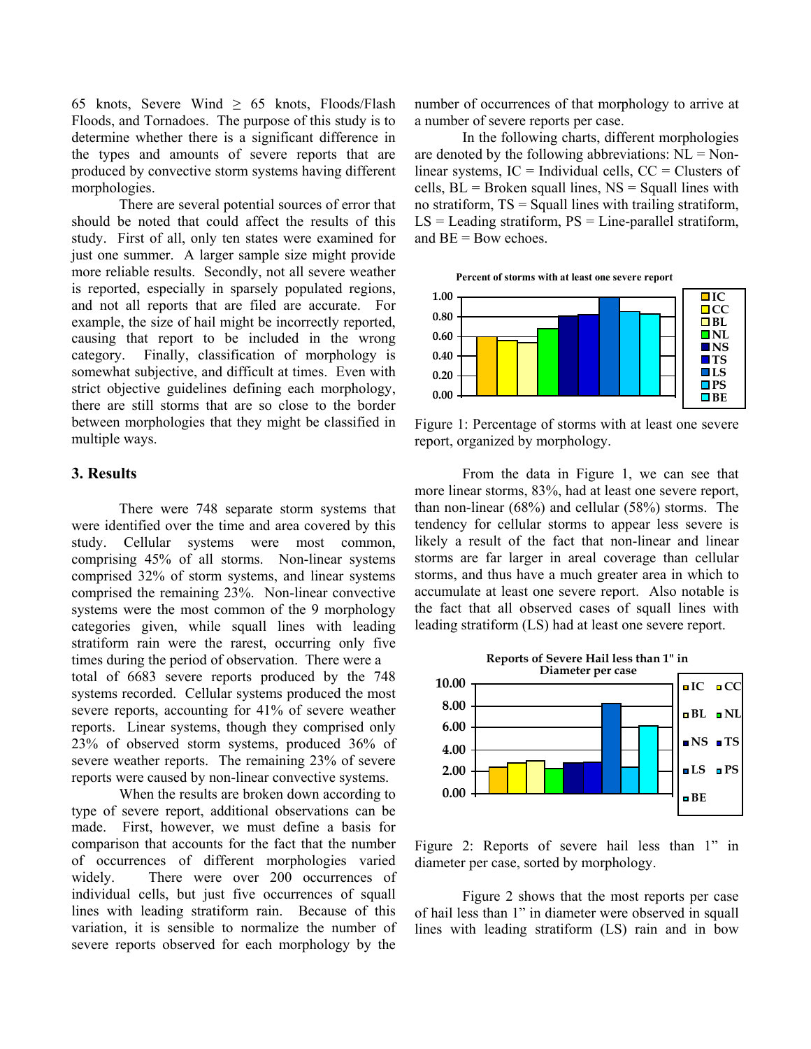65 knots, Severe Wind ≥ 65 knots, Floods/Flash Floods, and Tornadoes. The purpose of this study is to determine whether there is a significant difference in the types and amounts of severe reports that are produced by convective storm systems having different morphologies.

There are several potential sources of error that should be noted that could affect the results of this study. First of all, only ten states were examined for just one summer. A larger sample size might provide more reliable results. Secondly, not all severe weather is reported, especially in sparsely populated regions, and not all reports that are filed are accurate. For example, the size of hail might be incorrectly reported, causing that report to be included in the wrong category. Finally, classification of morphology is somewhat subjective, and difficult at times. Even with strict objective guidelines defining each morphology, there are still storms that are so close to the border between morphologies that they might be classified in multiple ways.

## 3. Results

There were 748 separate storm systems that were identified over the time and area covered by this study. Cellular systems were most common, comprising 45% of all storms. Non-linear systems comprised 32% of storm systems, and linear systems comprised the remaining 23%. Non-linear convective systems were the most common of the 9 morphology categories given, while squall lines with leading stratiform rain were the rarest, occurring only five times during the period of observation. There were a total of 6683 severe reports produced by the 748 systems recorded. Cellular systems produced the most severe reports, accounting for 41% of severe weather reports. Linear systems, though they comprised only 23% of observed storm systems, produced 36% of severe weather reports. The remaining 23% of severe reports were caused by non-linear convective systems.

When the results are broken down according to type of severe report, additional observations can be made. First, however, we must define a basis for comparison that accounts for the fact that the number of occurrences of different morphologies varied widely. There were over 200 occurrences of individual cells, but just five occurrences of squall lines with leading stratiform rain. Because of this variation, it is sensible to normalize the number of severe reports observed for each morphology by the number of occurrences of that morphology to arrive at a number of severe reports per case.

In the following charts, different morphologies are denoted by the following abbreviations: NL = Non-linear systems, IC = Individual cells, CC = Clusters of cells, BL = Broken squall lines, NS = Squall lines with no stratiform, TS = Squall lines with trailing stratiform, LS = Leading stratiform, PS = Line-parallel stratiform, and BE = Bow echoes.

**Percent of storms with at least one severe report**

Figure 1: Percentage of storms with at least one severe report, organized by morphology.

From the data in Figure 1, we can see that more linear storms, 83%, had at least one severe report, than non-linear (68%) and cellular (58%) storms. The tendency for cellular storms to appear less severe is likely a result of the fact that non-linear and linear storms are far larger in areal coverage than cellular storms, and thus have a much greater area in which to accumulate at least one severe report. Also notable is the fact that all observed cases of squall lines with leading stratiform (LS) had at least one severe report.

**Reports of Severe Hail less than 1" in Diameter per case**

Figure 2: Reports of severe hail less than 1" in diameter per case, sorted by morphology.

Figure 2 shows that the most reports per case of hail less than 1" in diameter were observed in squall lines with leading stratiform (LS) rain and in bow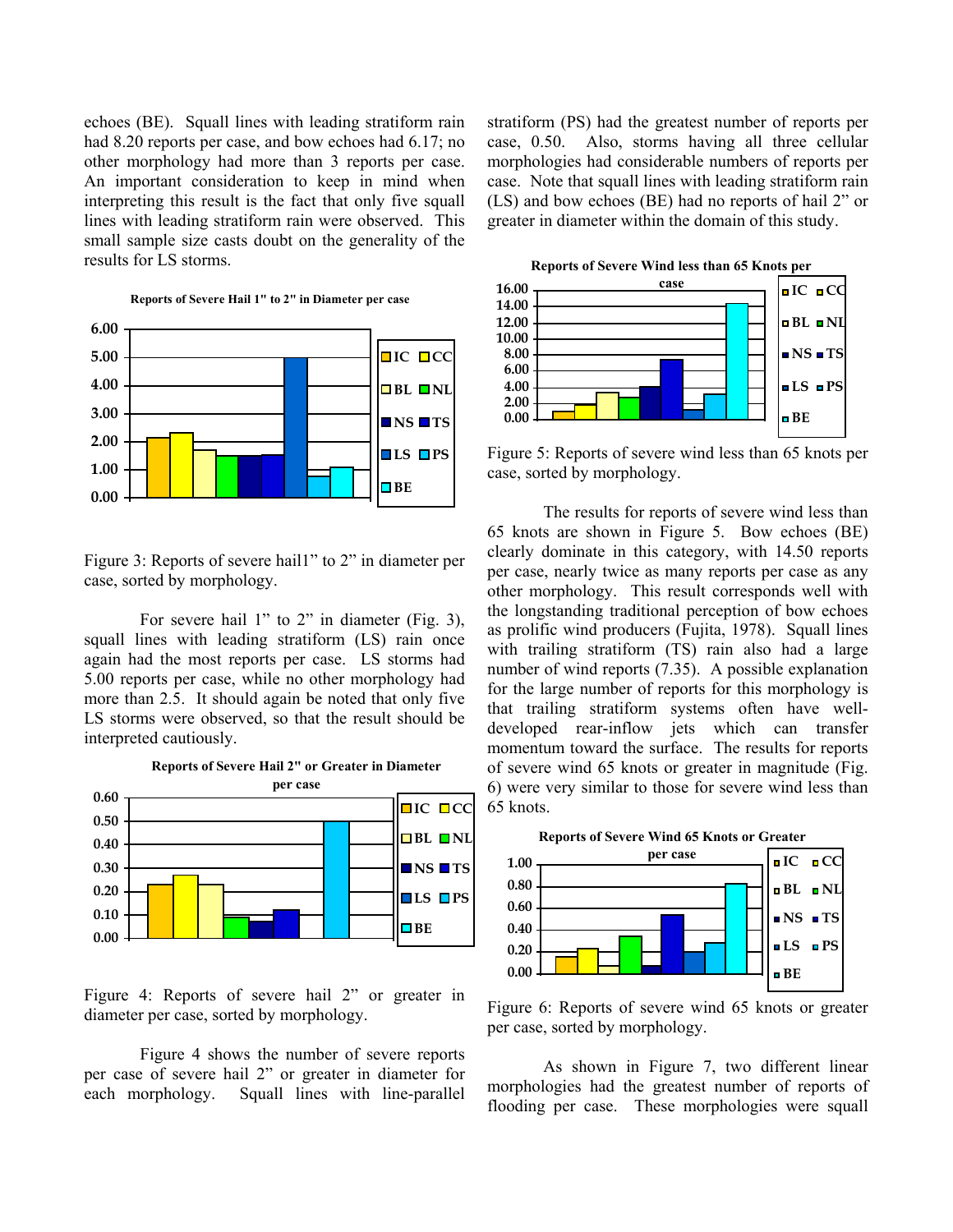echoes (BE). Squall lines with leading stratiform rain had 8.20 reports per case, and bow echoes had 6.17; no other morphology had more than 3 reports per case. An important consideration to keep in mind when interpreting this result is the fact that only five squall lines with leading stratiform rain were observed. This small sample size casts doubt on the generality of the results for LS storms.

Figure 3: Reports of severe hail1" to 2" in diameter per case, sorted by morphology.

For severe hail 1" to 2" in diameter (Fig. 3), squall lines with leading stratiform (LS) rain once again had the most reports per case. LS storms had 5.00 reports per case, while no other morphology had more than 2.5. It should again be noted that only five LS storms were observed, so that the result should be interpreted cautiously.

Figure 4: Reports of severe hail 2" or greater in diameter per case, sorted by morphology.

Figure 4 shows the number of severe reports per case of severe hail 2" or greater in diameter for each morphology. Squall lines with line-parallel stratiform (PS) had the greatest number of reports per case, 0.50. Also, storms having all three cellular morphologies had considerable numbers of reports per case. Note that squall lines with leading stratiform rain (LS) and bow echoes (BE) had no reports of hail 2" or greater in diameter within the domain of this study.

Figure 5: Reports of severe wind less than 65 knots per case, sorted by morphology.

The results for reports of severe wind less than 65 knots are shown in Figure 5. Bow echoes (BE) clearly dominate in this category, with 14.50 reports per case, nearly twice as many reports per case as any other morphology. This result corresponds well with the longstanding traditional perception of bow echoes as prolific wind producers (Fujita, 1978). Squall lines with trailing stratiform (TS) rain also had a large number of wind reports (7.35). A possible explanation for the large number of reports for this morphology is that trailing stratiform systems often have well-developed rear-inflow jets which can transfer momentum toward the surface. The results for reports of severe wind 65 knots or greater in magnitude (Fig. 6) were very similar to those for severe wind less than 65 knots.

Figure 6: Reports of severe wind 65 knots or greater per case, sorted by morphology.

As shown in Figure 7, two different linear morphologies had the greatest number of reports of flooding per case. These morphologies were squall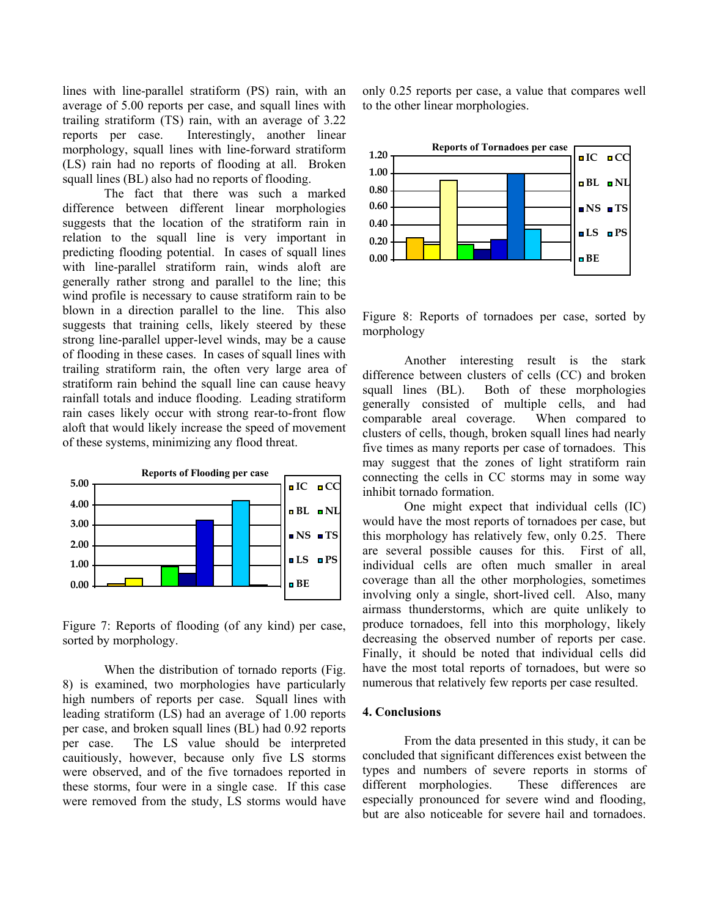lines with line-parallel stratiform (PS) rain, with an average of 5.00 reports per case, and squall lines with trailing stratiform (TS) rain, with an average of 3.22 reports per case. Interestingly, another linear morphology, squall lines with line-forward stratiform (LS) rain had no reports of flooding at all. Broken squall lines (BL) also had no reports of flooding.

The fact that there was such a marked difference between different linear morphologies suggests that the location of the stratiform rain in relation to the squall line is very important in predicting flooding potential. In cases of squall lines with line-parallel stratiform rain, winds aloft are generally rather strong and parallel to the line; this wind profile is necessary to cause stratiform rain to be blown in a direction parallel to the line. This also suggests that training cells, likely steered by these strong line-parallel upper-level winds, may be a cause of flooding in these cases. In cases of squall lines with trailing stratiform rain, the often very large area of stratiform rain behind the squall line can cause heavy rainfall totals and induce flooding. Leading stratiform rain cases likely occur with strong rear-to-front flow aloft that would likely increase the speed of movement of these systems, minimizing any flood threat.

Figure 7: Reports of flooding (of any kind) per case, sorted by morphology.

When the distribution of tornado reports (Fig. 8) is examined, two morphologies have particularly high numbers of reports per case. Squall lines with leading stratiform (LS) had an average of 1.00 reports per case, and broken squall lines (BL) had 0.92 reports per case. The LS value should be interpreted cauitiously, however, because only five LS storms were observed, and of the five tornadoes reported in these storms, four were in a single case. If this case were removed from the study, LS storms would have only 0.25 reports per case, a value that compares well to the other linear morphologies.

Figure 8: Reports of tornadoes per case, sorted by morphology

Another interesting result is the stark difference between clusters of cells (CC) and broken squall lines (BL). Both of these morphologies generally consisted of multiple cells, and had comparable areal coverage. When compared to clusters of cells, though, broken squall lines had nearly five times as many reports per case of tornadoes. This may suggest that the zones of light stratiform rain connecting the cells in CC storms may in some way inhibit tornado formation.

One might expect that individual cells (IC) would have the most reports of tornadoes per case, but this morphology has relatively few, only 0.25. There are several possible causes for this. First of all, individual cells are often much smaller in areal coverage than all the other morphologies, sometimes involving only a single, short-lived cell. Also, many airmass thunderstorms, which are quite unlikely to produce tornadoes, fell into this morphology, likely decreasing the observed number of reports per case. Finally, it should be noted that individual cells did have the most total reports of tornadoes, but were so numerous that relatively few reports per case resulted.

## 4. Conclusions

From the data presented in this study, it can be concluded that significant differences exist between the types and numbers of severe reports in storms of different morphologies. These differences are especially pronounced for severe wind and flooding, but are also noticeable for severe hail and tornadoes.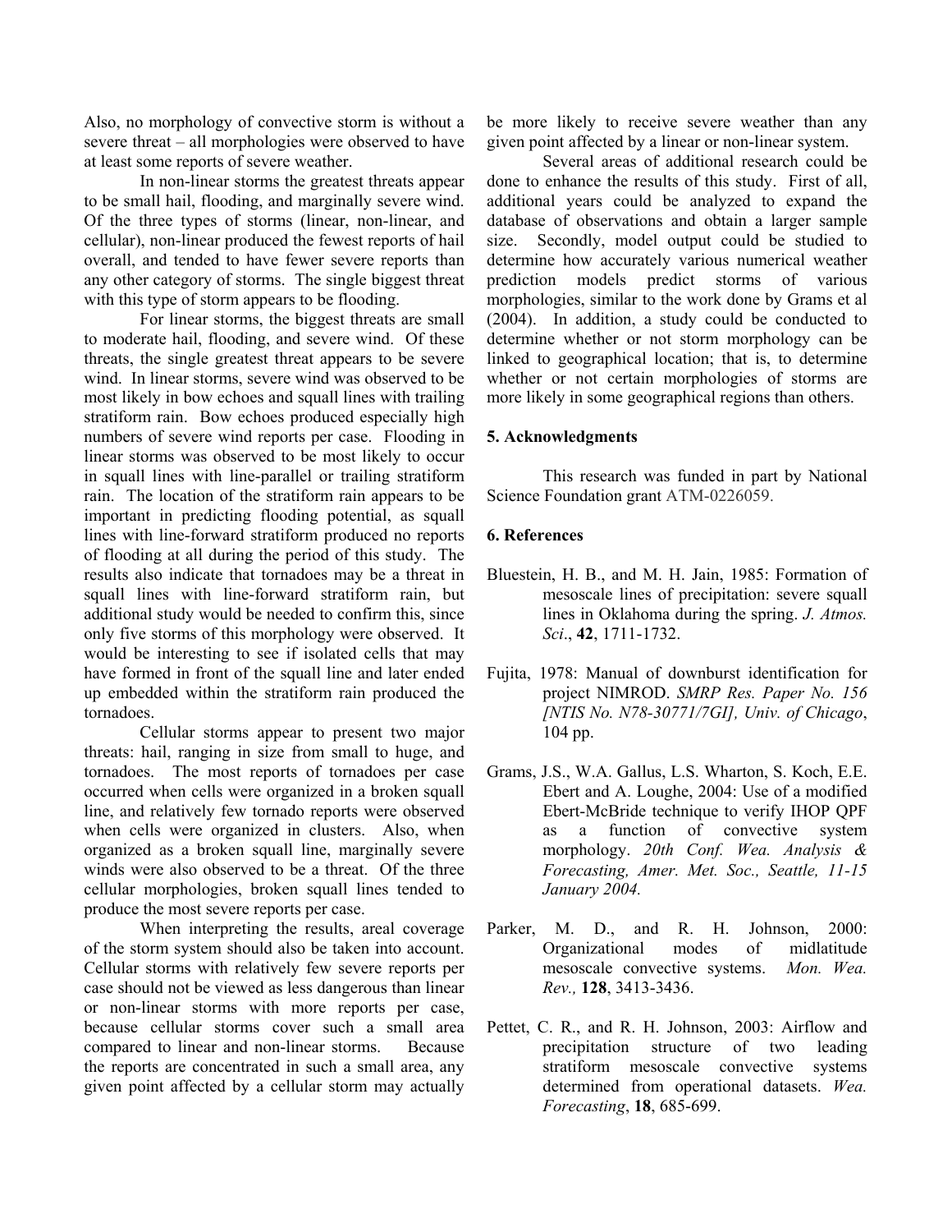Also, no morphology of convective storm is without a severe threat – all morphologies were observed to have at least some reports of severe weather.

In non-linear storms the greatest threats appear to be small hail, flooding, and marginally severe wind. Of the three types of storms (linear, non-linear, and cellular), non-linear produced the fewest reports of hail overall, and tended to have fewer severe reports than any other category of storms. The single biggest threat with this type of storm appears to be flooding.

For linear storms, the biggest threats are small to moderate hail, flooding, and severe wind. Of these threats, the single greatest threat appears to be severe wind. In linear storms, severe wind was observed to be most likely in bow echoes and squall lines with trailing stratiform rain. Bow echoes produced especially high numbers of severe wind reports per case. Flooding in linear storms was observed to be most likely to occur in squall lines with line-parallel or trailing stratiform rain. The location of the stratiform rain appears to be important in predicting flooding potential, as squall lines with line-forward stratiform produced no reports of flooding at all during the period of this study. The results also indicate that tornadoes may be a threat in squall lines with line-forward stratiform rain, but additional study would be needed to confirm this, since only five storms of this morphology were observed. It would be interesting to see if isolated cells that may have formed in front of the squall line and later ended up embedded within the stratiform rain produced the tornadoes.

Cellular storms appear to present two major threats: hail, ranging in size from small to huge, and tornadoes. The most reports of tornadoes per case occurred when cells were organized in a broken squall line, and relatively few tornado reports were observed when cells were organized in clusters. Also, when organized as a broken squall line, marginally severe winds were also observed to be a threat. Of the three cellular morphologies, broken squall lines tended to produce the most severe reports per case.

When interpreting the results, areal coverage of the storm system should also be taken into account. Cellular storms with relatively few severe reports per case should not be viewed as less dangerous than linear or non-linear storms with more reports per case, because cellular storms cover such a small area compared to linear and non-linear storms. Because the reports are concentrated in such a small area, any given point affected by a cellular storm may actually be more likely to receive severe weather than any given point affected by a linear or non-linear system.

Several areas of additional research could be done to enhance the results of this study. First of all, additional years could be analyzed to expand the database of observations and obtain a larger sample size. Secondly, model output could be studied to determine how accurately various numerical weather prediction models predict storms of various morphologies, similar to the work done by Grams et al (2004). In addition, a study could be conducted to determine whether or not storm morphology can be linked to geographical location; that is, to determine whether or not certain morphologies of storms are more likely in some geographical regions than others.

## 5. Acknowledgments

This research was funded in part by National Science Foundation grant ATM-0226059.

## 6. References

Bluestein, H. B., and M. H. Jain, 1985: Formation of mesoscale lines of precipitation: severe squall lines in Oklahoma during the spring. *J. Atmos. Sci*., **42**, 1711-1732.

Fujita, 1978: Manual of downburst identification for project NIMROD. *SMRP Res. Paper No. 156 [NTIS No. N78-30771/7GI], Univ. of Chicago*, 104 pp.

Grams, J.S., W.A. Gallus, L.S. Wharton, S. Koch, E.E. Ebert and A. Loughe, 2004: Use of a modified Ebert-McBride technique to verify IHOP QPF as a function of convective system morphology. *20th Conf. Wea. Analysis & Forecasting, Amer. Met. Soc., Seattle, 11-15 January 2004.*

Parker, M. D., and R. H. Johnson, 2000: Organizational modes of midlatitude mesoscale convective systems. *Mon. Wea. Rev.,* **128**, 3413-3436.

Pettet, C. R., and R. H. Johnson, 2003: Airflow and precipitation structure of two leading stratiform mesoscale convective systems determined from operational datasets. *Wea. Forecasting*, **18**, 685-699.